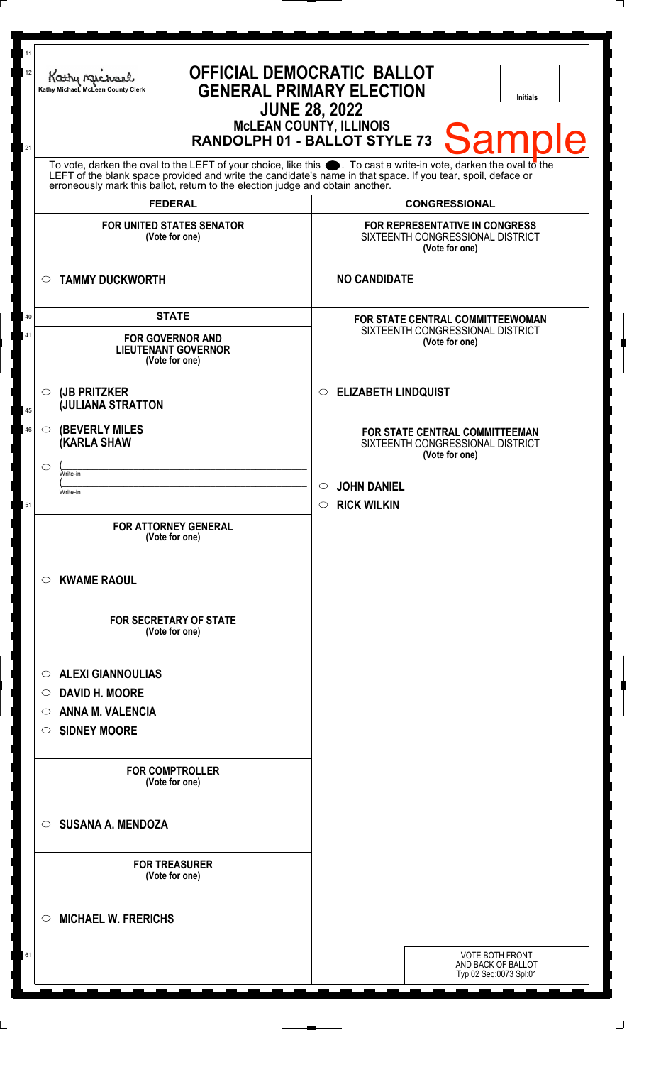Kathy Michael, McLean County Clerk

# OFFICIAL DEMOCRATIC BALLOT
## GENERAL PRIMARY ELECTION
## JUNE 28, 2022
### McLEAN COUNTY, ILLINOIS
### RANDOLPH 01 - BALLOT STYLE 73

Initials

Sample

To vote, darken the oval to the LEFT of your choice, like this ●. To cast a write-in vote, darken the oval to the LEFT of the blank space provided and write the candidate's name in that space. If you tear, spoil, deface or erroneously mark this ballot, return to the election judge and obtain another.

## FEDERAL

**FOR UNITED STATES SENATOR**
**(Vote for one)**

- ○ **TAMMY DUCKWORTH**

## STATE

**FOR GOVERNOR AND LIEUTENANT GOVERNOR**
**(Vote for one)**

- ○ **(JB PRITZKER**
  **(JULIANA STRATTON**
- ○ **(BEVERLY MILES**
  **(KARLA SHAW**
- ○ (______________________ Write-in
  (______________________ Write-in

**FOR ATTORNEY GENERAL**
**(Vote for one)**

- ○ **KWAME RAOUL**

**FOR SECRETARY OF STATE**
**(Vote for one)**

- ○ **ALEXI GIANNOULIAS**
- ○ **DAVID H. MOORE**
- ○ **ANNA M. VALENCIA**
- ○ **SIDNEY MOORE**

**FOR COMPTROLLER**
**(Vote for one)**

- ○ **SUSANA A. MENDOZA**

**FOR TREASURER**
**(Vote for one)**

- ○ **MICHAEL W. FRERICHS**

## CONGRESSIONAL

**FOR REPRESENTATIVE IN CONGRESS**
SIXTEENTH CONGRESSIONAL DISTRICT
**(Vote for one)**

**NO CANDIDATE**

**FOR STATE CENTRAL COMMITTEEWOMAN**
SIXTEENTH CONGRESSIONAL DISTRICT
**(Vote for one)**

- ○ **ELIZABETH LINDQUIST**

**FOR STATE CENTRAL COMMITTEEMAN**
SIXTEENTH CONGRESSIONAL DISTRICT
**(Vote for one)**

- ○ **JOHN DANIEL**
- ○ **RICK WILKIN**

VOTE BOTH FRONT AND BACK OF BALLOT
Typ:02 Seq:0073 Spl:01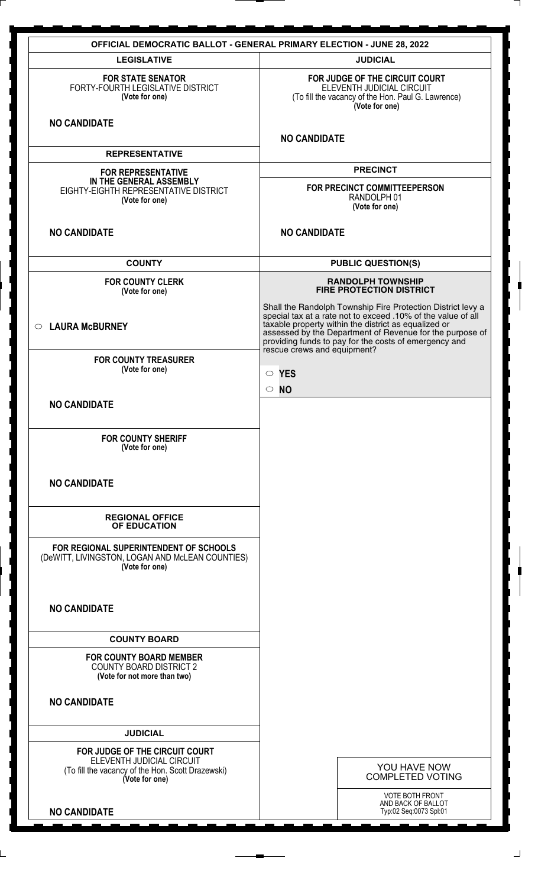# OFFICIAL DEMOCRATIC BALLOT - GENERAL PRIMARY ELECTION - JUNE 28, 2022

## LEGISLATIVE

**FOR STATE SENATOR**
FORTY-FOURTH LEGISLATIVE DISTRICT
**(Vote for one)**

**NO CANDIDATE**

## REPRESENTATIVE

**FOR REPRESENTATIVE IN THE GENERAL ASSEMBLY**
EIGHTY-EIGHTH REPRESENTATIVE DISTRICT
**(Vote for one)**

**NO CANDIDATE**

## COUNTY

**FOR COUNTY CLERK**
**(Vote for one)**

○ **LAURA McBURNEY**

**FOR COUNTY TREASURER**
**(Vote for one)**

**NO CANDIDATE**

**FOR COUNTY SHERIFF**
**(Vote for one)**

**NO CANDIDATE**

## REGIONAL OFFICE OF EDUCATION

**FOR REGIONAL SUPERINTENDENT OF SCHOOLS**
(DeWITT, LIVINGSTON, LOGAN AND McLEAN COUNTIES)
**(Vote for one)**

**NO CANDIDATE**

## COUNTY BOARD

**FOR COUNTY BOARD MEMBER**
COUNTY BOARD DISTRICT 2
**(Vote for not more than two)**

**NO CANDIDATE**

## JUDICIAL

**FOR JUDGE OF THE CIRCUIT COURT**
ELEVENTH JUDICIAL CIRCUIT
(To fill the vacancy of the Hon. Scott Drazewski)
**(Vote for one)**

**NO CANDIDATE**

## JUDICIAL

**FOR JUDGE OF THE CIRCUIT COURT**
ELEVENTH JUDICIAL CIRCUIT
(To fill the vacancy of the Hon. Paul G. Lawrence)
**(Vote for one)**

**NO CANDIDATE**

## PRECINCT

**FOR PRECINCT COMMITTEEPERSON**
RANDOLPH 01
**(Vote for one)**

**NO CANDIDATE**

## PUBLIC QUESTION(S)

**RANDOLPH TOWNSHIP FIRE PROTECTION DISTRICT**

Shall the Randolph Township Fire Protection District levy a special tax at a rate not to exceed .10% of the value of all taxable property within the district as equalized or assessed by the Department of Revenue for the purpose of providing funds to pay for the costs of emergency and rescue crews and equipment?

○ **YES**

○ **NO**

YOU HAVE NOW COMPLETED VOTING

VOTE BOTH FRONT AND BACK OF BALLOT
Typ:02 Seq:0073 Spl:01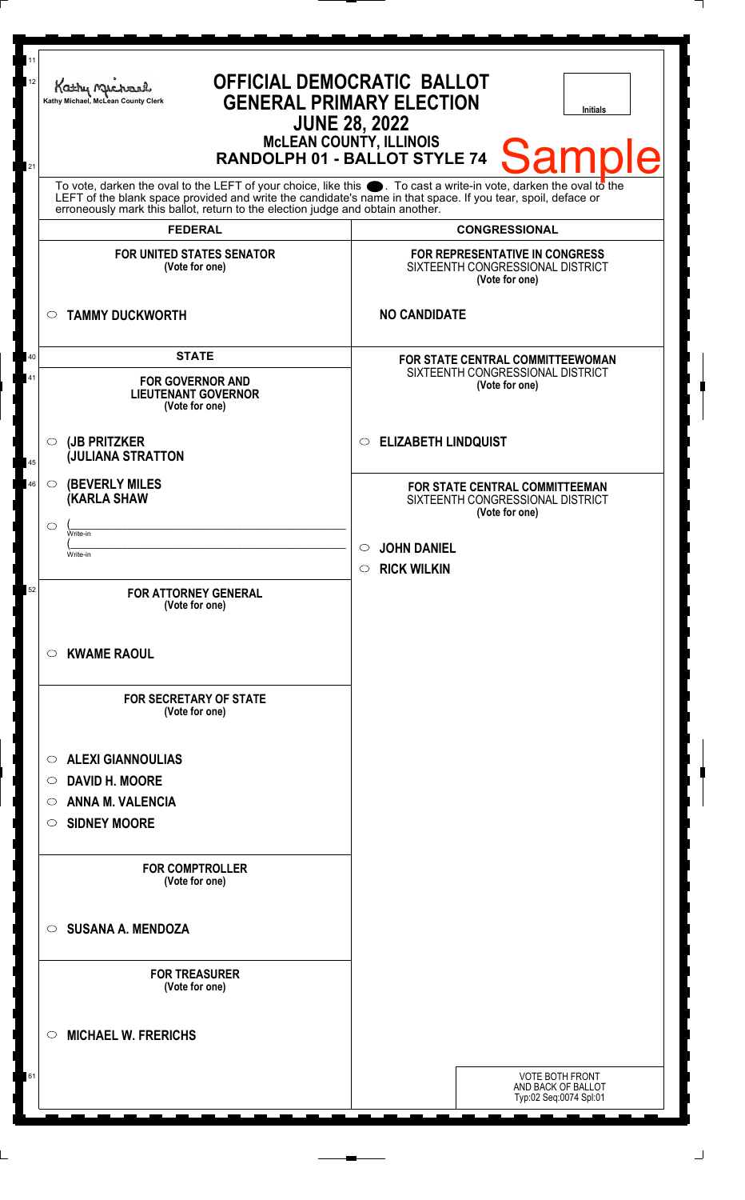Kathy Michael, McLean County Clerk

# OFFICIAL DEMOCRATIC BALLOT
## GENERAL PRIMARY ELECTION
## JUNE 28, 2022
### McLEAN COUNTY, ILLINOIS
### RANDOLPH 01 - BALLOT STYLE 74

Initials

Sample

To vote, darken the oval to the LEFT of your choice, like this ●. To cast a write-in vote, darken the oval to the LEFT of the blank space provided and write the candidate's name in that space. If you tear, spoil, deface or erroneously mark this ballot, return to the election judge and obtain another.

## FEDERAL

**FOR UNITED STATES SENATOR**
(Vote for one)

- ○ **TAMMY DUCKWORTH**

## STATE

**FOR GOVERNOR AND LIEUTENANT GOVERNOR**
(Vote for one)

- ○ **(JB PRITZKER**
  **(JULIANA STRATTON**
- ○ **(BEVERLY MILES**
  **(KARLA SHAW**
- ○ (______________________ Write-in
  (______________________ Write-in

**FOR ATTORNEY GENERAL**
(Vote for one)

- ○ **KWAME RAOUL**

**FOR SECRETARY OF STATE**
(Vote for one)

- ○ **ALEXI GIANNOULIAS**
- ○ **DAVID H. MOORE**
- ○ **ANNA M. VALENCIA**
- ○ **SIDNEY MOORE**

**FOR COMPTROLLER**
(Vote for one)

- ○ **SUSANA A. MENDOZA**

**FOR TREASURER**
(Vote for one)

- ○ **MICHAEL W. FRERICHS**

## CONGRESSIONAL

**FOR REPRESENTATIVE IN CONGRESS**
SIXTEENTH CONGRESSIONAL DISTRICT
(Vote for one)

**NO CANDIDATE**

**FOR STATE CENTRAL COMMITTEEWOMAN**
SIXTEENTH CONGRESSIONAL DISTRICT
(Vote for one)

- ○ **ELIZABETH LINDQUIST**

**FOR STATE CENTRAL COMMITTEEMAN**
SIXTEENTH CONGRESSIONAL DISTRICT
(Vote for one)

- ○ **JOHN DANIEL**
- ○ **RICK WILKIN**

VOTE BOTH FRONT AND BACK OF BALLOT
Typ:02 Seq:0074 Spl:01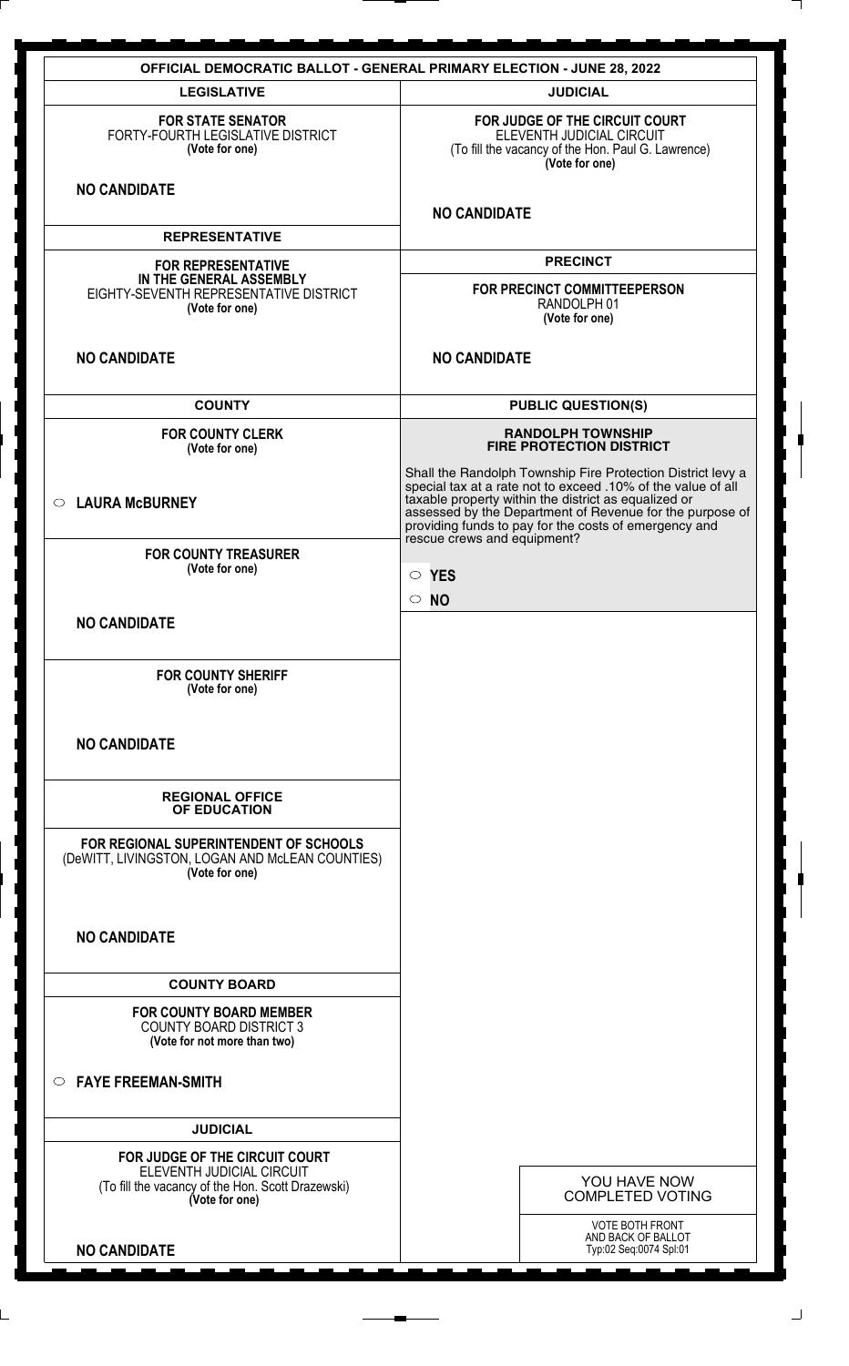# OFFICIAL DEMOCRATIC BALLOT - GENERAL PRIMARY ELECTION - JUNE 28, 2022

## LEGISLATIVE

**FOR STATE SENATOR**
FORTY-FOURTH LEGISLATIVE DISTRICT
**(Vote for one)**

**NO CANDIDATE**

## REPRESENTATIVE

**FOR REPRESENTATIVE IN THE GENERAL ASSEMBLY**
EIGHTY-SEVENTH REPRESENTATIVE DISTRICT
**(Vote for one)**

**NO CANDIDATE**

## COUNTY

**FOR COUNTY CLERK**
**(Vote for one)**

○ **LAURA McBURNEY**

**FOR COUNTY TREASURER**
**(Vote for one)**

**NO CANDIDATE**

**FOR COUNTY SHERIFF**
**(Vote for one)**

**NO CANDIDATE**

## REGIONAL OFFICE OF EDUCATION

**FOR REGIONAL SUPERINTENDENT OF SCHOOLS**
(DeWITT, LIVINGSTON, LOGAN AND McLEAN COUNTIES)
**(Vote for one)**

**NO CANDIDATE**

## COUNTY BOARD

**FOR COUNTY BOARD MEMBER**
COUNTY BOARD DISTRICT 3
**(Vote for not more than two)**

○ **FAYE FREEMAN-SMITH**

## JUDICIAL

**FOR JUDGE OF THE CIRCUIT COURT**
ELEVENTH JUDICIAL CIRCUIT
(To fill the vacancy of the Hon. Scott Drazewski)
**(Vote for one)**

**NO CANDIDATE**

## JUDICIAL

**FOR JUDGE OF THE CIRCUIT COURT**
ELEVENTH JUDICIAL CIRCUIT
(To fill the vacancy of the Hon. Paul G. Lawrence)
**(Vote for one)**

**NO CANDIDATE**

## PRECINCT

**FOR PRECINCT COMMITTEEPERSON**
RANDOLPH 01
**(Vote for one)**

**NO CANDIDATE**

## PUBLIC QUESTION(S)

**RANDOLPH TOWNSHIP FIRE PROTECTION DISTRICT**

Shall the Randolph Township Fire Protection District levy a special tax at a rate not to exceed .10% of the value of all taxable property within the district as equalized or assessed by the Department of Revenue for the purpose of providing funds to pay for the costs of emergency and rescue crews and equipment?

○ **YES**

○ **NO**

YOU HAVE NOW COMPLETED VOTING

VOTE BOTH FRONT AND BACK OF BALLOT
Typ:02 Seq:0074 Spl:01